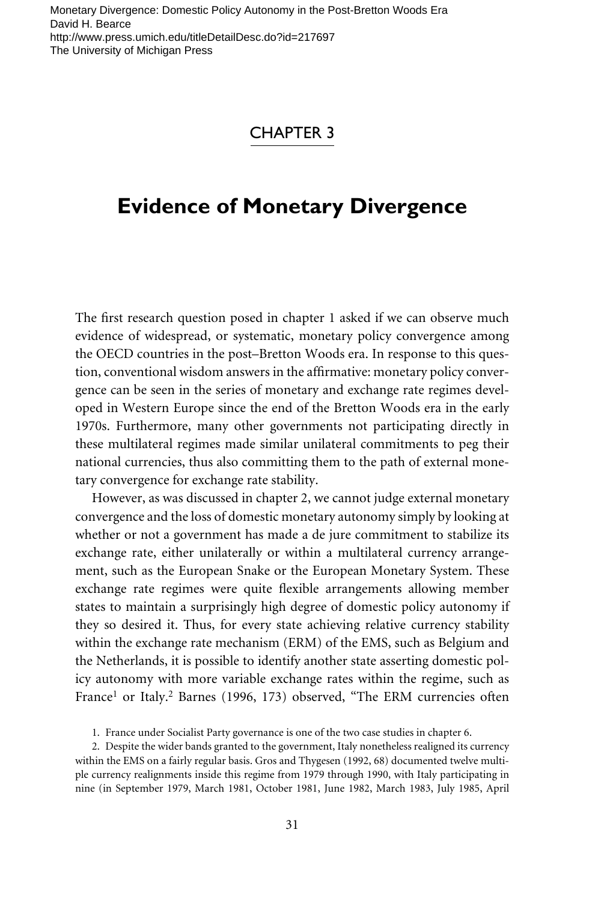# CHAPTER 3

# Evidence of Monetary Divergence

The first research question posed in chapter 1 asked if we can observe much evidence of widespread, or systematic, monetary policy convergence among the OECD countries in the post–Bretton Woods era. In response to this question, conventional wisdom answers in the affirmative: monetary policy convergence can be seen in the series of monetary and exchange rate regimes developed in Western Europe since the end of the Bretton Woods era in the early 1970s. Furthermore, many other governments not participating directly in these multilateral regimes made similar unilateral commitments to peg their national currencies, thus also committing them to the path of external monetary convergence for exchange rate stability.

However, as was discussed in chapter 2, we cannot judge external monetary convergence and the loss of domestic monetary autonomy simply by looking at whether or not a government has made a de jure commitment to stabilize its exchange rate, either unilaterally or within a multilateral currency arrangement, such as the European Snake or the European Monetary System. These exchange rate regimes were quite flexible arrangements allowing member states to maintain a surprisingly high degree of domestic policy autonomy if they so desired it. Thus, for every state achieving relative currency stability within the exchange rate mechanism (ERM) of the EMS, such as Belgium and the Netherlands, it is possible to identify another state asserting domestic policy autonomy with more variable exchange rates within the regime, such as France[1] or Italy.[2] Barnes (1996, 173) observed, "The ERM currencies often

1. France under Socialist Party governance is one of the two case studies in chapter 6.

2. Despite the wider bands granted to the government, Italy nonetheless realigned its currency within the EMS on a fairly regular basis. Gros and Thygesen (1992, 68) documented twelve multiple currency realignments inside this regime from 1979 through 1990, with Italy participating in nine (in September 1979, March 1981, October 1981, June 1982, March 1983, July 1985, April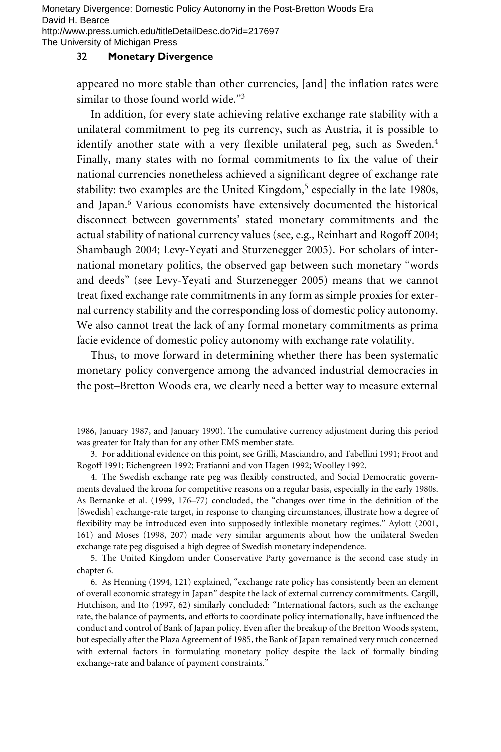appeared no more stable than other currencies, [and] the inflation rates were similar to those found world wide."[3]

In addition, for every state achieving relative exchange rate stability with a unilateral commitment to peg its currency, such as Austria, it is possible to identify another state with a very flexible unilateral peg, such as Sweden.[4] Finally, many states with no formal commitments to fix the value of their national currencies nonetheless achieved a significant degree of exchange rate stability: two examples are the United Kingdom,[5] especially in the late 1980s, and Japan.[6] Various economists have extensively documented the historical disconnect between governments' stated monetary commitments and the actual stability of national currency values (see, e.g., Reinhart and Rogoff 2004; Shambaugh 2004; Levy-Yeyati and Sturzenegger 2005). For scholars of international monetary politics, the observed gap between such monetary "words and deeds" (see Levy-Yeyati and Sturzenegger 2005) means that we cannot treat fixed exchange rate commitments in any form as simple proxies for external currency stability and the corresponding loss of domestic policy autonomy. We also cannot treat the lack of any formal monetary commitments as prima facie evidence of domestic policy autonomy with exchange rate volatility.

Thus, to move forward in determining whether there has been systematic monetary policy convergence among the advanced industrial democracies in the post–Bretton Woods era, we clearly need a better way to measure external

---

1986, January 1987, and January 1990). The cumulative currency adjustment during this period was greater for Italy than for any other EMS member state.

3. For additional evidence on this point, see Grilli, Masciandro, and Tabellini 1991; Froot and Rogoff 1991; Eichengreen 1992; Fratianni and von Hagen 1992; Woolley 1992.

4. The Swedish exchange rate peg was flexibly constructed, and Social Democratic governments devalued the krona for competitive reasons on a regular basis, especially in the early 1980s. As Bernanke et al. (1999, 176–77) concluded, the "changes over time in the definition of the [Swedish] exchange-rate target, in response to changing circumstances, illustrate how a degree of flexibility may be introduced even into supposedly inflexible monetary regimes." Aylott (2001, 161) and Moses (1998, 207) made very similar arguments about how the unilateral Sweden exchange rate peg disguised a high degree of Swedish monetary independence.

5. The United Kingdom under Conservative Party governance is the second case study in chapter 6.

6. As Henning (1994, 121) explained, "exchange rate policy has consistently been an element of overall economic strategy in Japan" despite the lack of external currency commitments. Cargill, Hutchison, and Ito (1997, 62) similarly concluded: "International factors, such as the exchange rate, the balance of payments, and efforts to coordinate policy internationally, have influenced the conduct and control of Bank of Japan policy. Even after the breakup of the Bretton Woods system, but especially after the Plaza Agreement of 1985, the Bank of Japan remained very much concerned with external factors in formulating monetary policy despite the lack of formally binding exchange-rate and balance of payment constraints."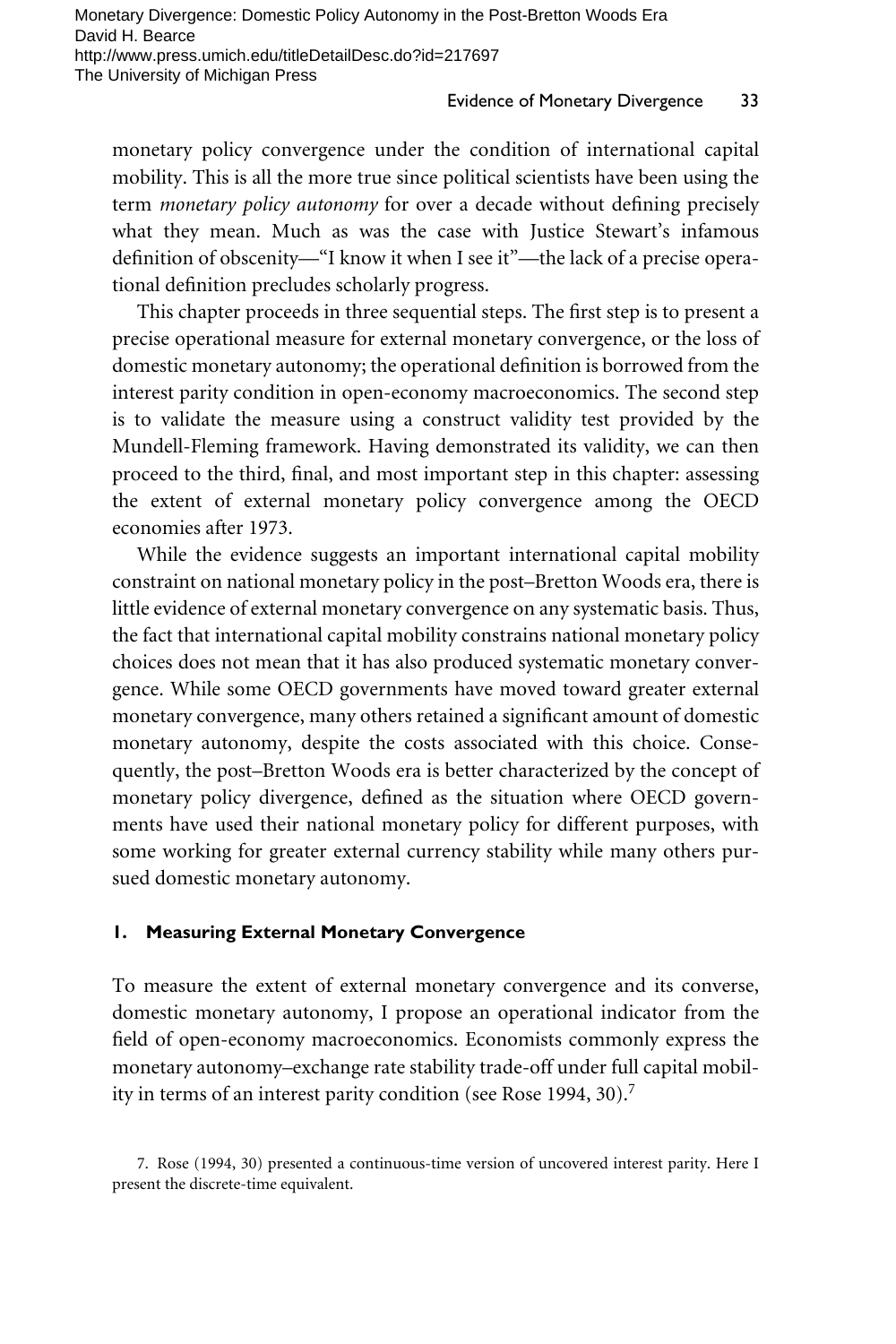monetary policy convergence under the condition of international capital mobility. This is all the more true since political scientists have been using the term *monetary policy autonomy* for over a decade without defining precisely what they mean. Much as was the case with Justice Stewart's infamous definition of obscenity—"I know it when I see it"—the lack of a precise operational definition precludes scholarly progress.

This chapter proceeds in three sequential steps. The first step is to present a precise operational measure for external monetary convergence, or the loss of domestic monetary autonomy; the operational definition is borrowed from the interest parity condition in open-economy macroeconomics. The second step is to validate the measure using a construct validity test provided by the Mundell-Fleming framework. Having demonstrated its validity, we can then proceed to the third, final, and most important step in this chapter: assessing the extent of external monetary policy convergence among the OECD economies after 1973.

While the evidence suggests an important international capital mobility constraint on national monetary policy in the post–Bretton Woods era, there is little evidence of external monetary convergence on any systematic basis. Thus, the fact that international capital mobility constrains national monetary policy choices does not mean that it has also produced systematic monetary convergence. While some OECD governments have moved toward greater external monetary convergence, many others retained a significant amount of domestic monetary autonomy, despite the costs associated with this choice. Consequently, the post–Bretton Woods era is better characterized by the concept of monetary policy divergence, defined as the situation where OECD governments have used their national monetary policy for different purposes, with some working for greater external currency stability while many others pursued domestic monetary autonomy.

### 1. Measuring External Monetary Convergence

To measure the extent of external monetary convergence and its converse, domestic monetary autonomy, I propose an operational indicator from the field of open-economy macroeconomics. Economists commonly express the monetary autonomy–exchange rate stability trade-off under full capital mobility in terms of an interest parity condition (see Rose 1994, 30).[7]

7. Rose (1994, 30) presented a continuous-time version of uncovered interest parity. Here I present the discrete-time equivalent.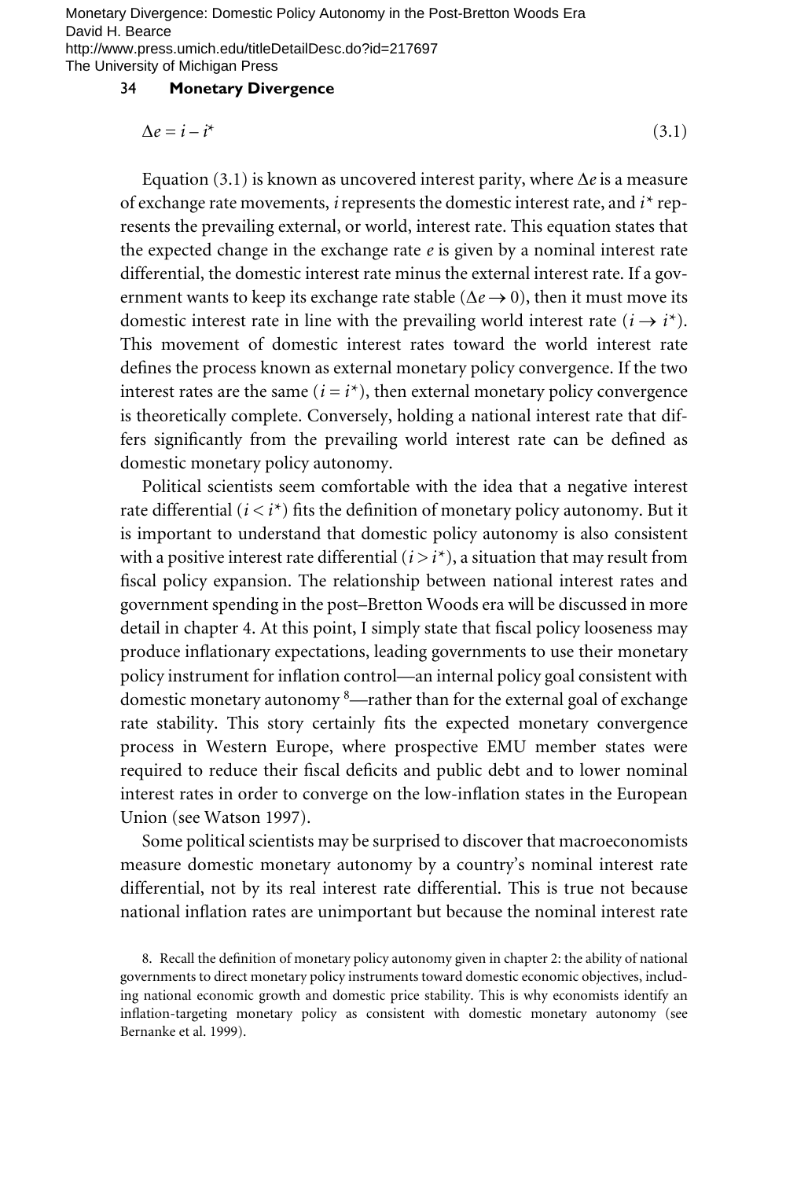$$\Delta e = i - i^* \tag{3.1}$$

Equation (3.1) is known as uncovered interest parity, where $\Delta e$ is a measure of exchange rate movements, $i$ represents the domestic interest rate, and $i^*$ represents the prevailing external, or world, interest rate. This equation states that the expected change in the exchange rate $e$ is given by a nominal interest rate differential, the domestic interest rate minus the external interest rate. If a government wants to keep its exchange rate stable ($\Delta e \rightarrow 0$), then it must move its domestic interest rate in line with the prevailing world interest rate ($i \rightarrow i^*$). This movement of domestic interest rates toward the world interest rate defines the process known as external monetary policy convergence. If the two interest rates are the same ($i = i^*$), then external monetary policy convergence is theoretically complete. Conversely, holding a national interest rate that differs significantly from the prevailing world interest rate can be defined as domestic monetary policy autonomy.

Political scientists seem comfortable with the idea that a negative interest rate differential ($i < i^*$) fits the definition of monetary policy autonomy. But it is important to understand that domestic policy autonomy is also consistent with a positive interest rate differential ($i > i^*$), a situation that may result from fiscal policy expansion. The relationship between national interest rates and government spending in the post–Bretton Woods era will be discussed in more detail in chapter 4. At this point, I simply state that fiscal policy looseness may produce inflationary expectations, leading governments to use their monetary policy instrument for inflation control—an internal policy goal consistent with domestic monetary autonomy [8]—rather than for the external goal of exchange rate stability. This story certainly fits the expected monetary convergence process in Western Europe, where prospective EMU member states were required to reduce their fiscal deficits and public debt and to lower nominal interest rates in order to converge on the low-inflation states in the European Union (see Watson 1997).

Some political scientists may be surprised to discover that macroeconomists measure domestic monetary autonomy by a country's nominal interest rate differential, not by its real interest rate differential. This is true not because national inflation rates are unimportant but because the nominal interest rate

8. Recall the definition of monetary policy autonomy given in chapter 2: the ability of national governments to direct monetary policy instruments toward domestic economic objectives, including national economic growth and domestic price stability. This is why economists identify an inflation-targeting monetary policy as consistent with domestic monetary autonomy (see Bernanke et al. 1999).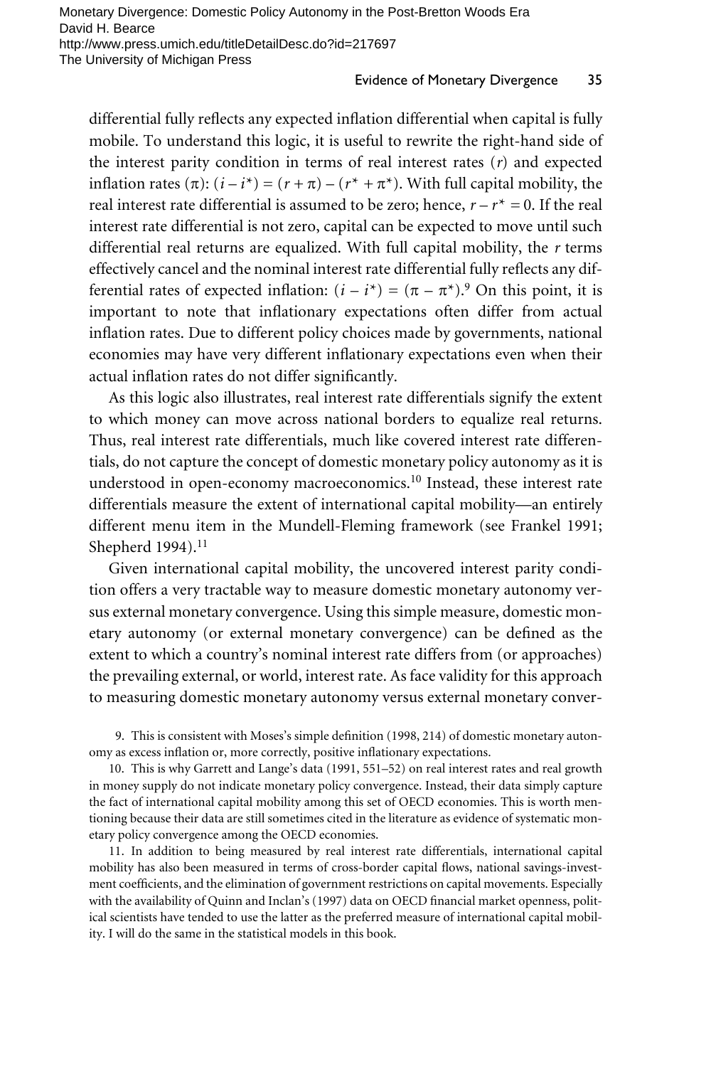differential fully reflects any expected inflation differential when capital is fully mobile. To understand this logic, it is useful to rewrite the right-hand side of the interest parity condition in terms of real interest rates ($r$) and expected inflation rates ($\pi$): $(i - i^*) = (r + \pi) - (r^* + \pi^*)$. With full capital mobility, the real interest rate differential is assumed to be zero; hence, $r - r^* = 0$. If the real interest rate differential is not zero, capital can be expected to move until such differential real returns are equalized. With full capital mobility, the $r$ terms effectively cancel and the nominal interest rate differential fully reflects any differential rates of expected inflation: $(i - i^*) = (\pi - \pi^*)$.[9] On this point, it is important to note that inflationary expectations often differ from actual inflation rates. Due to different policy choices made by governments, national economies may have very different inflationary expectations even when their actual inflation rates do not differ significantly.

As this logic also illustrates, real interest rate differentials signify the extent to which money can move across national borders to equalize real returns. Thus, real interest rate differentials, much like covered interest rate differentials, do not capture the concept of domestic monetary policy autonomy as it is understood in open-economy macroeconomics.[10] Instead, these interest rate differentials measure the extent of international capital mobility—an entirely different menu item in the Mundell-Fleming framework (see Frankel 1991; Shepherd 1994).[11]

Given international capital mobility, the uncovered interest parity condition offers a very tractable way to measure domestic monetary autonomy versus external monetary convergence. Using this simple measure, domestic monetary autonomy (or external monetary convergence) can be defined as the extent to which a country's nominal interest rate differs from (or approaches) the prevailing external, or world, interest rate. As face validity for this approach to measuring domestic monetary autonomy versus external monetary conver-

9. This is consistent with Moses's simple definition (1998, 214) of domestic monetary autonomy as excess inflation or, more correctly, positive inflationary expectations.

10. This is why Garrett and Lange's data (1991, 551–52) on real interest rates and real growth in money supply do not indicate monetary policy convergence. Instead, their data simply capture the fact of international capital mobility among this set of OECD economies. This is worth mentioning because their data are still sometimes cited in the literature as evidence of systematic monetary policy convergence among the OECD economies.

11. In addition to being measured by real interest rate differentials, international capital mobility has also been measured in terms of cross-border capital flows, national savings-investment coefficients, and the elimination of government restrictions on capital movements. Especially with the availability of Quinn and Inclan's (1997) data on OECD financial market openness, political scientists have tended to use the latter as the preferred measure of international capital mobility. I will do the same in the statistical models in this book.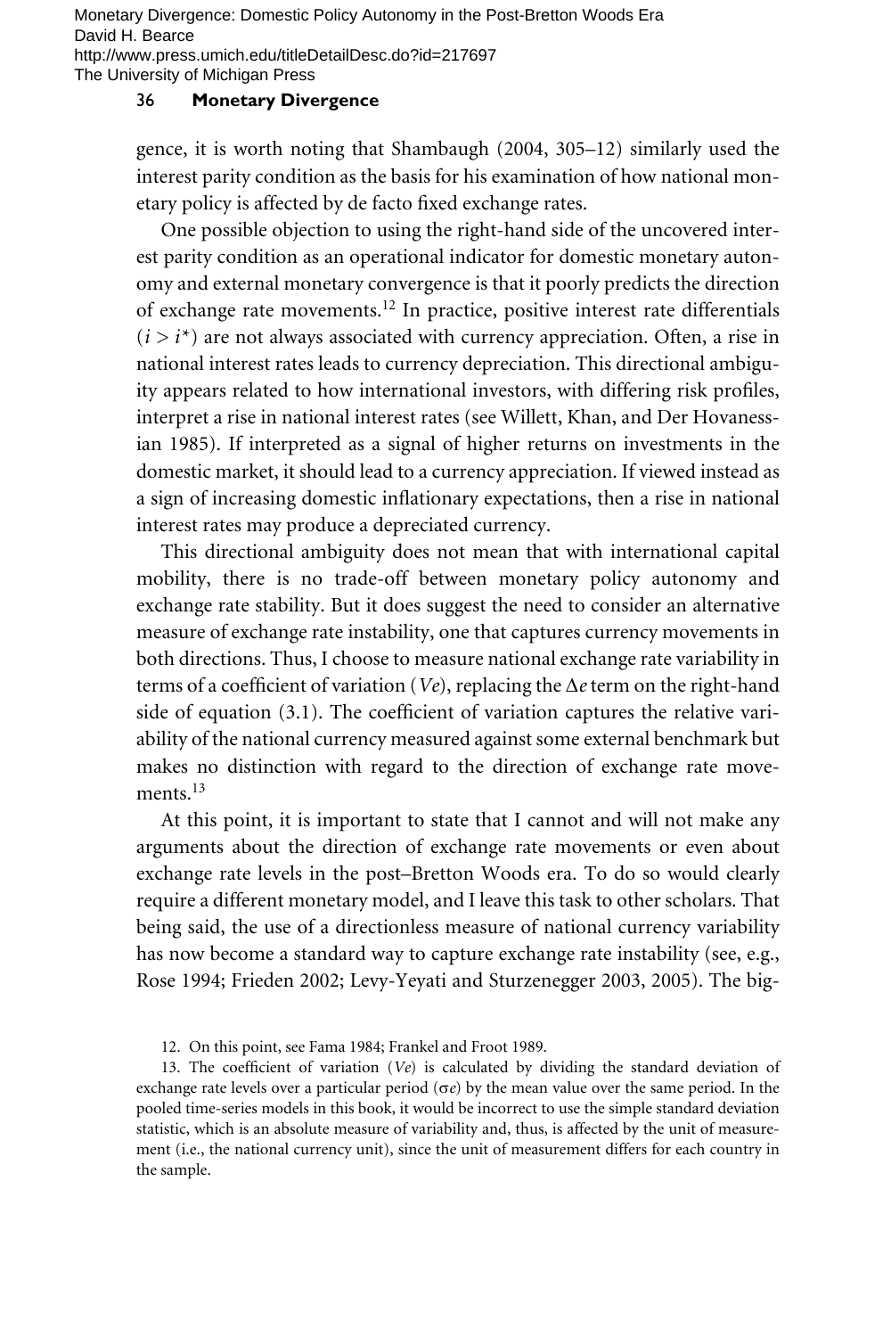gence, it is worth noting that Shambaugh (2004, 305–12) similarly used the interest parity condition as the basis for his examination of how national monetary policy is affected by de facto fixed exchange rates.

One possible objection to using the right-hand side of the uncovered interest parity condition as an operational indicator for domestic monetary autonomy and external monetary convergence is that it poorly predicts the direction of exchange rate movements.[12] In practice, positive interest rate differentials ($i > i^*$) are not always associated with currency appreciation. Often, a rise in national interest rates leads to currency depreciation. This directional ambiguity appears related to how international investors, with differing risk profiles, interpret a rise in national interest rates (see Willett, Khan, and Der Hovanessian 1985). If interpreted as a signal of higher returns on investments in the domestic market, it should lead to a currency appreciation. If viewed instead as a sign of increasing domestic inflationary expectations, then a rise in national interest rates may produce a depreciated currency.

This directional ambiguity does not mean that with international capital mobility, there is no trade-off between monetary policy autonomy and exchange rate stability. But it does suggest the need to consider an alternative measure of exchange rate instability, one that captures currency movements in both directions. Thus, I choose to measure national exchange rate variability in terms of a coefficient of variation ($Ve$), replacing the $\Delta e$ term on the right-hand side of equation (3.1). The coefficient of variation captures the relative variability of the national currency measured against some external benchmark but makes no distinction with regard to the direction of exchange rate movements.[13]

At this point, it is important to state that I cannot and will not make any arguments about the direction of exchange rate movements or even about exchange rate levels in the post–Bretton Woods era. To do so would clearly require a different monetary model, and I leave this task to other scholars. That being said, the use of a directionless measure of national currency variability has now become a standard way to capture exchange rate instability (see, e.g., Rose 1994; Frieden 2002; Levy-Yeyati and Sturzenegger 2003, 2005). The big-

12. On this point, see Fama 1984; Frankel and Froot 1989.

13. The coefficient of variation ($Ve$) is calculated by dividing the standard deviation of exchange rate levels over a particular period ($\sigma e$) by the mean value over the same period. In the pooled time-series models in this book, it would be incorrect to use the simple standard deviation statistic, which is an absolute measure of variability and, thus, is affected by the unit of measurement (i.e., the national currency unit), since the unit of measurement differs for each country in the sample.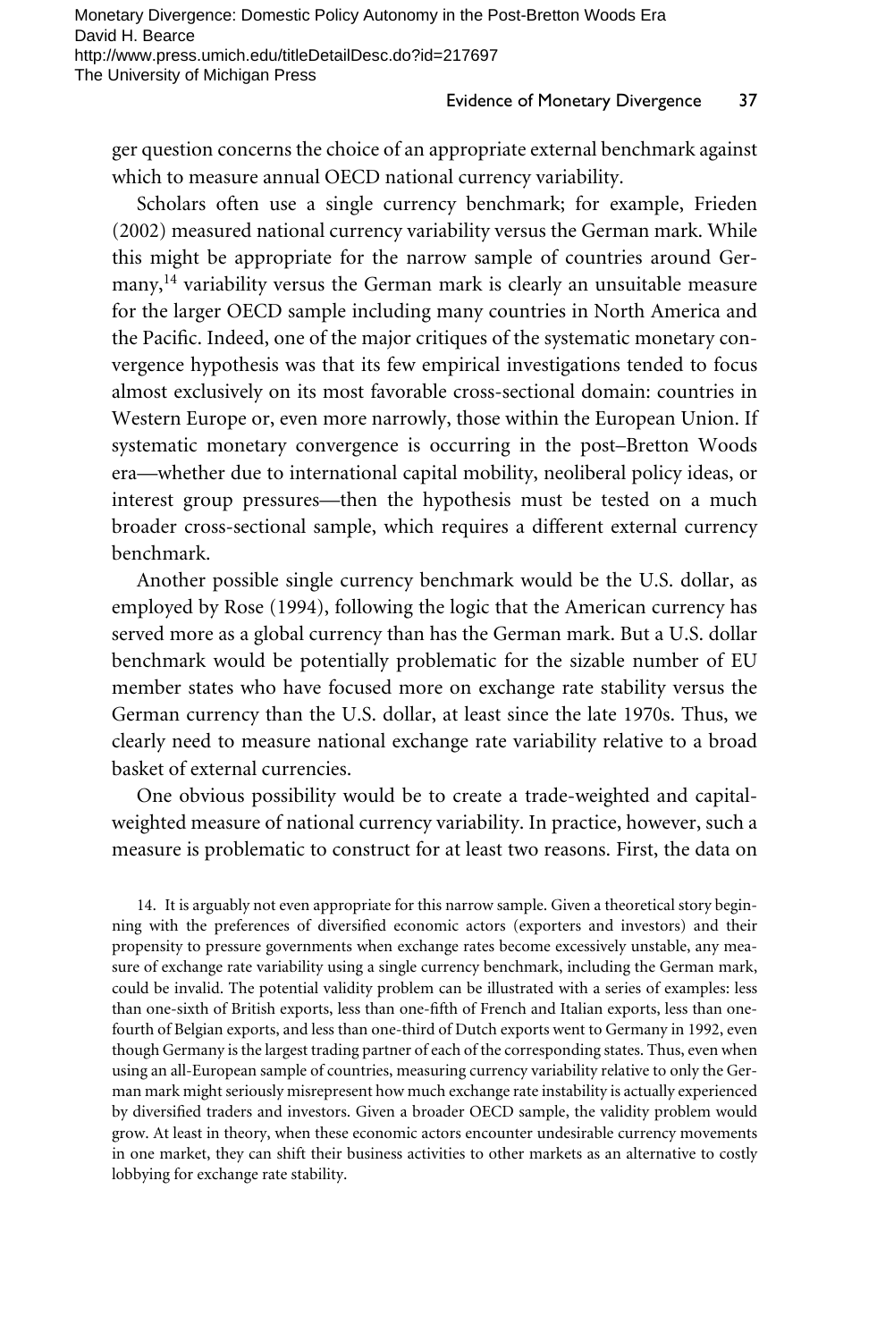ger question concerns the choice of an appropriate external benchmark against which to measure annual OECD national currency variability.

Scholars often use a single currency benchmark; for example, Frieden (2002) measured national currency variability versus the German mark. While this might be appropriate for the narrow sample of countries around Germany,[14] variability versus the German mark is clearly an unsuitable measure for the larger OECD sample including many countries in North America and the Pacific. Indeed, one of the major critiques of the systematic monetary convergence hypothesis was that its few empirical investigations tended to focus almost exclusively on its most favorable cross-sectional domain: countries in Western Europe or, even more narrowly, those within the European Union. If systematic monetary convergence is occurring in the post–Bretton Woods era—whether due to international capital mobility, neoliberal policy ideas, or interest group pressures—then the hypothesis must be tested on a much broader cross-sectional sample, which requires a different external currency benchmark.

Another possible single currency benchmark would be the U.S. dollar, as employed by Rose (1994), following the logic that the American currency has served more as a global currency than has the German mark. But a U.S. dollar benchmark would be potentially problematic for the sizable number of EU member states who have focused more on exchange rate stability versus the German currency than the U.S. dollar, at least since the late 1970s. Thus, we clearly need to measure national exchange rate variability relative to a broad basket of external currencies.

One obvious possibility would be to create a trade-weighted and capital-weighted measure of national currency variability. In practice, however, such a measure is problematic to construct for at least two reasons. First, the data on

14. It is arguably not even appropriate for this narrow sample. Given a theoretical story beginning with the preferences of diversified economic actors (exporters and investors) and their propensity to pressure governments when exchange rates become excessively unstable, any measure of exchange rate variability using a single currency benchmark, including the German mark, could be invalid. The potential validity problem can be illustrated with a series of examples: less than one-sixth of British exports, less than one-fifth of French and Italian exports, less than one-fourth of Belgian exports, and less than one-third of Dutch exports went to Germany in 1992, even though Germany is the largest trading partner of each of the corresponding states. Thus, even when using an all-European sample of countries, measuring currency variability relative to only the German mark might seriously misrepresent how much exchange rate instability is actually experienced by diversified traders and investors. Given a broader OECD sample, the validity problem would grow. At least in theory, when these economic actors encounter undesirable currency movements in one market, they can shift their business activities to other markets as an alternative to costly lobbying for exchange rate stability.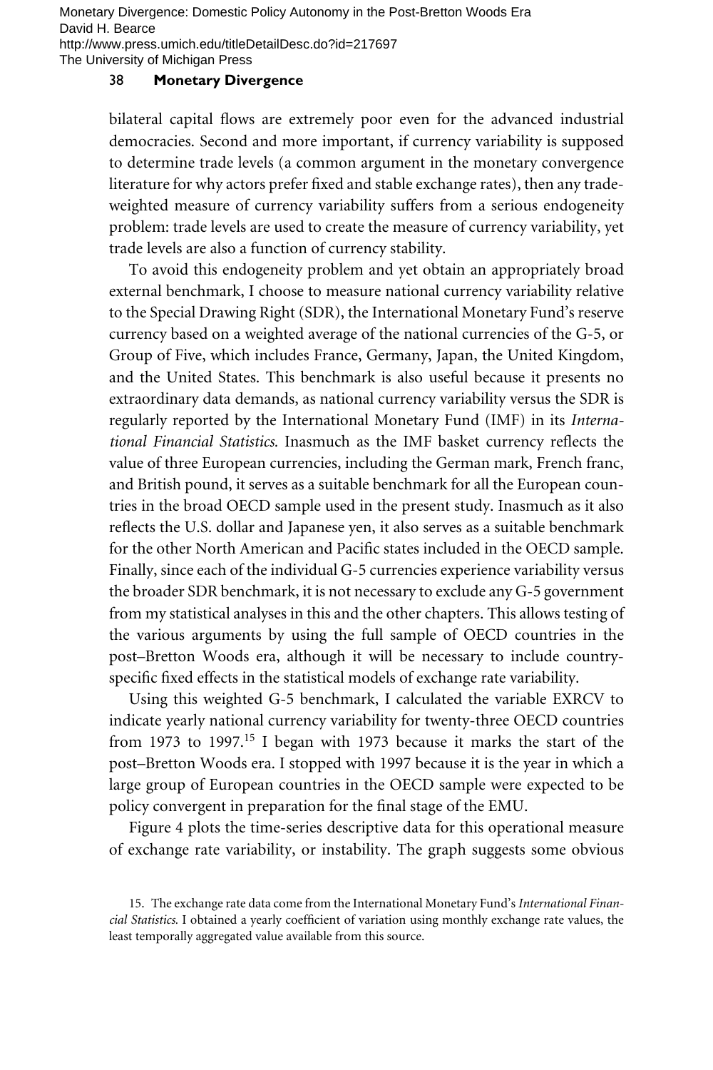bilateral capital flows are extremely poor even for the advanced industrial democracies. Second and more important, if currency variability is supposed to determine trade levels (a common argument in the monetary convergence literature for why actors prefer fixed and stable exchange rates), then any trade-weighted measure of currency variability suffers from a serious endogeneity problem: trade levels are used to create the measure of currency variability, yet trade levels are also a function of currency stability.

To avoid this endogeneity problem and yet obtain an appropriately broad external benchmark, I choose to measure national currency variability relative to the Special Drawing Right (SDR), the International Monetary Fund's reserve currency based on a weighted average of the national currencies of the G-5, or Group of Five, which includes France, Germany, Japan, the United Kingdom, and the United States. This benchmark is also useful because it presents no extraordinary data demands, as national currency variability versus the SDR is regularly reported by the International Monetary Fund (IMF) in its *International Financial Statistics.* Inasmuch as the IMF basket currency reflects the value of three European currencies, including the German mark, French franc, and British pound, it serves as a suitable benchmark for all the European countries in the broad OECD sample used in the present study. Inasmuch as it also reflects the U.S. dollar and Japanese yen, it also serves as a suitable benchmark for the other North American and Pacific states included in the OECD sample. Finally, since each of the individual G-5 currencies experience variability versus the broader SDR benchmark, it is not necessary to exclude any G-5 government from my statistical analyses in this and the other chapters. This allows testing of the various arguments by using the full sample of OECD countries in the post–Bretton Woods era, although it will be necessary to include country-specific fixed effects in the statistical models of exchange rate variability.

Using this weighted G-5 benchmark, I calculated the variable EXRCV to indicate yearly national currency variability for twenty-three OECD countries from 1973 to 1997.[15] I began with 1973 because it marks the start of the post–Bretton Woods era. I stopped with 1997 because it is the year in which a large group of European countries in the OECD sample were expected to be policy convergent in preparation for the final stage of the EMU.

Figure 4 plots the time-series descriptive data for this operational measure of exchange rate variability, or instability. The graph suggests some obvious

15. The exchange rate data come from the International Monetary Fund's *International Financial Statistics.* I obtained a yearly coefficient of variation using monthly exchange rate values, the least temporally aggregated value available from this source.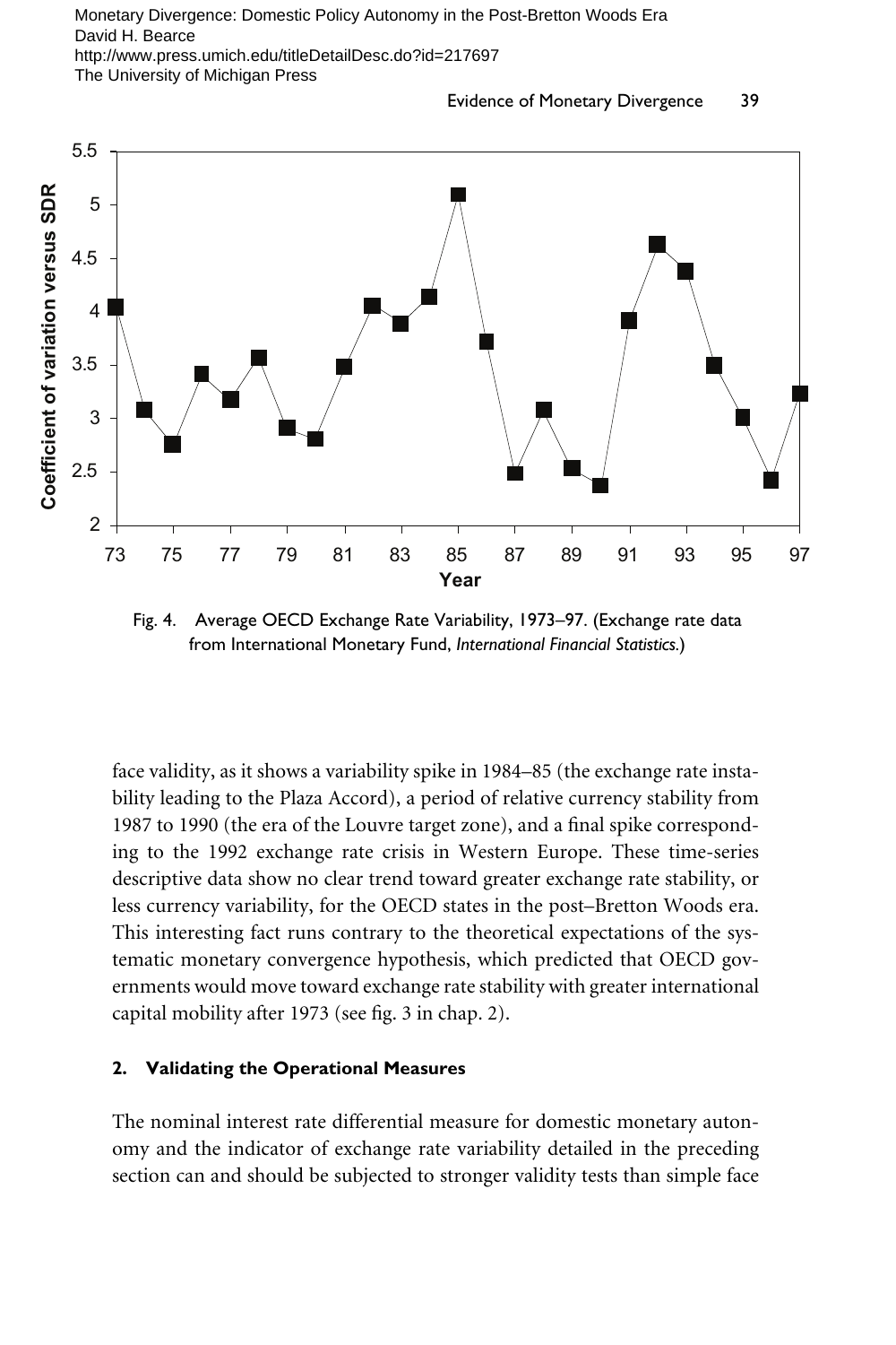Fig. 4. Average OECD Exchange Rate Variability, 1973–97. (Exchange rate data from International Monetary Fund, *International Financial Statistics.*)

face validity, as it shows a variability spike in 1984–85 (the exchange rate instability leading to the Plaza Accord), a period of relative currency stability from 1987 to 1990 (the era of the Louvre target zone), and a final spike corresponding to the 1992 exchange rate crisis in Western Europe. These time-series descriptive data show no clear trend toward greater exchange rate stability, or less currency variability, for the OECD states in the post–Bretton Woods era. This interesting fact runs contrary to the theoretical expectations of the systematic monetary convergence hypothesis, which predicted that OECD governments would move toward exchange rate stability with greater international capital mobility after 1973 (see fig. 3 in chap. 2).

## 2. Validating the Operational Measures

The nominal interest rate differential measure for domestic monetary autonomy and the indicator of exchange rate variability detailed in the preceding section can and should be subjected to stronger validity tests than simple face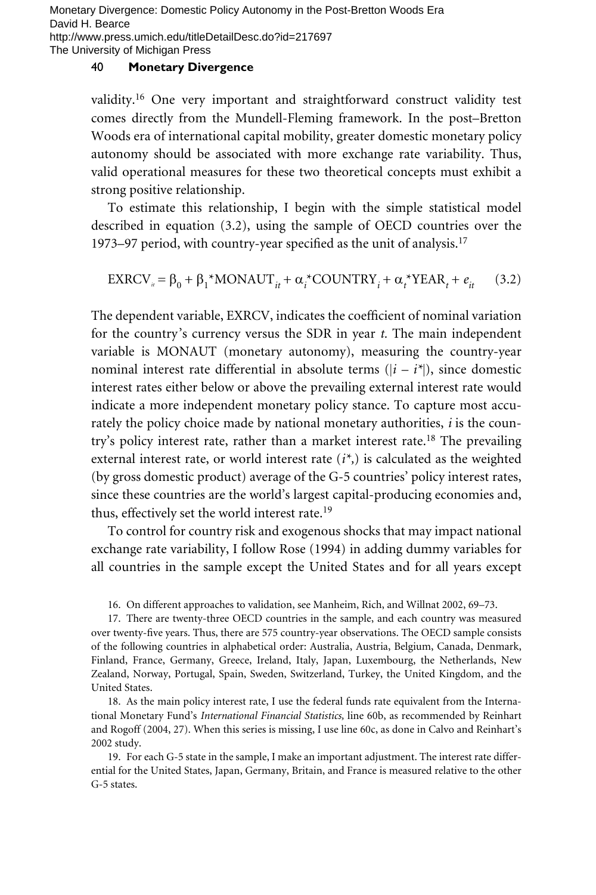validity.[16] One very important and straightforward construct validity test comes directly from the Mundell-Fleming framework. In the post–Bretton Woods era of international capital mobility, greater domestic monetary policy autonomy should be associated with more exchange rate variability. Thus, valid operational measures for these two theoretical concepts must exhibit a strong positive relationship.

To estimate this relationship, I begin with the simple statistical model described in equation (3.2), using the sample of OECD countries over the 1973–97 period, with country-year specified as the unit of analysis.[17]

$$\text{EXRCV}_{it} = \beta_0 + \beta_1{}^{*}\text{MONAUT}_{it} + \alpha_i{}^{*}\text{COUNTRY}_i + \alpha_t{}^{*}\text{YEAR}_t + e_{it} \qquad (3.2)$$

The dependent variable, EXRCV, indicates the coefficient of nominal variation for the country's currency versus the SDR in year *t*. The main independent variable is MONAUT (monetary autonomy), measuring the country-year nominal interest rate differential in absolute terms ($|i - i^*|$), since domestic interest rates either below or above the prevailing external interest rate would indicate a more independent monetary policy stance. To capture most accurately the policy choice made by national monetary authorities, $i$ is the country's policy interest rate, rather than a market interest rate.[18] The prevailing external interest rate, or world interest rate ($i^*$,) is calculated as the weighted (by gross domestic product) average of the G-5 countries' policy interest rates, since these countries are the world's largest capital-producing economies and, thus, effectively set the world interest rate.[19]

To control for country risk and exogenous shocks that may impact national exchange rate variability, I follow Rose (1994) in adding dummy variables for all countries in the sample except the United States and for all years except

16. On different approaches to validation, see Manheim, Rich, and Willnat 2002, 69–73.

17. There are twenty-three OECD countries in the sample, and each country was measured over twenty-five years. Thus, there are 575 country-year observations. The OECD sample consists of the following countries in alphabetical order: Australia, Austria, Belgium, Canada, Denmark, Finland, France, Germany, Greece, Ireland, Italy, Japan, Luxembourg, the Netherlands, New Zealand, Norway, Portugal, Spain, Sweden, Switzerland, Turkey, the United Kingdom, and the United States.

18. As the main policy interest rate, I use the federal funds rate equivalent from the International Monetary Fund's *International Financial Statistics,* line 60b, as recommended by Reinhart and Rogoff (2004, 27). When this series is missing, I use line 60c, as done in Calvo and Reinhart's 2002 study.

19. For each G-5 state in the sample, I make an important adjustment. The interest rate differential for the United States, Japan, Germany, Britain, and France is measured relative to the other G-5 states.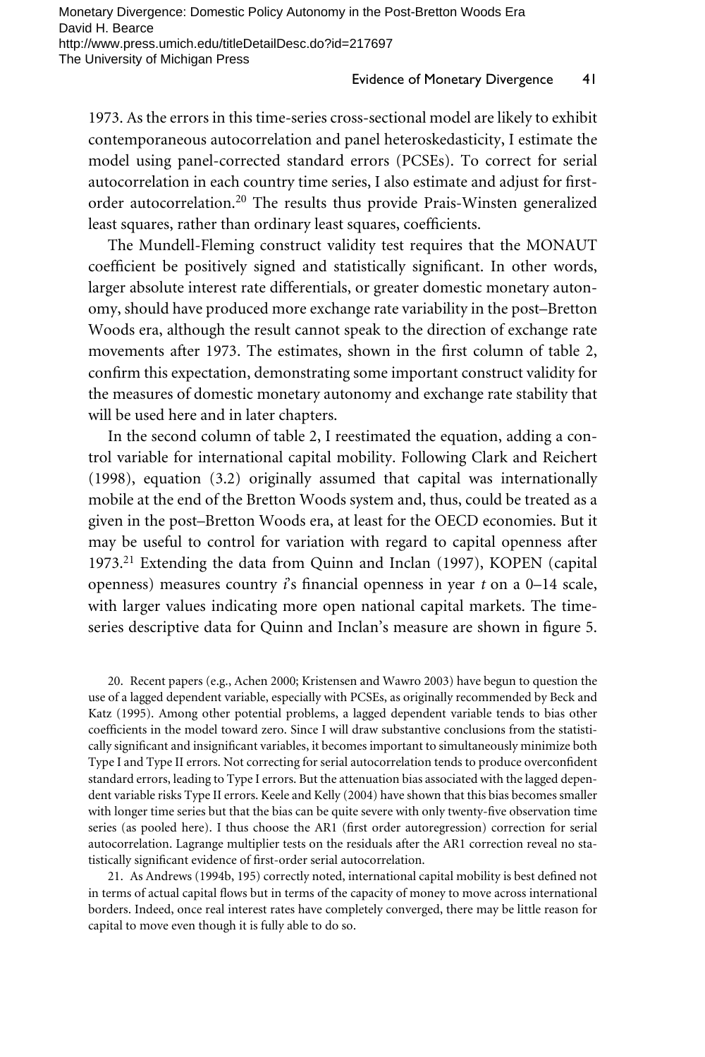1973. As the errors in this time-series cross-sectional model are likely to exhibit contemporaneous autocorrelation and panel heteroskedasticity, I estimate the model using panel-corrected standard errors (PCSEs). To correct for serial autocorrelation in each country time series, I also estimate and adjust for first-order autocorrelation.[20] The results thus provide Prais-Winsten generalized least squares, rather than ordinary least squares, coefficients.

The Mundell-Fleming construct validity test requires that the MONAUT coefficient be positively signed and statistically significant. In other words, larger absolute interest rate differentials, or greater domestic monetary autonomy, should have produced more exchange rate variability in the post–Bretton Woods era, although the result cannot speak to the direction of exchange rate movements after 1973. The estimates, shown in the first column of table 2, confirm this expectation, demonstrating some important construct validity for the measures of domestic monetary autonomy and exchange rate stability that will be used here and in later chapters.

In the second column of table 2, I reestimated the equation, adding a control variable for international capital mobility. Following Clark and Reichert (1998), equation (3.2) originally assumed that capital was internationally mobile at the end of the Bretton Woods system and, thus, could be treated as a given in the post–Bretton Woods era, at least for the OECD economies. But it may be useful to control for variation with regard to capital openness after 1973.[21] Extending the data from Quinn and Inclan (1997), KOPEN (capital openness) measures country *i*'s financial openness in year *t* on a 0–14 scale, with larger values indicating more open national capital markets. The time-series descriptive data for Quinn and Inclan's measure are shown in figure 5.

20. Recent papers (e.g., Achen 2000; Kristensen and Wawro 2003) have begun to question the use of a lagged dependent variable, especially with PCSEs, as originally recommended by Beck and Katz (1995). Among other potential problems, a lagged dependent variable tends to bias other coefficients in the model toward zero. Since I will draw substantive conclusions from the statistically significant and insignificant variables, it becomes important to simultaneously minimize both Type I and Type II errors. Not correcting for serial autocorrelation tends to produce overconfident standard errors, leading to Type I errors. But the attenuation bias associated with the lagged dependent variable risks Type II errors. Keele and Kelly (2004) have shown that this bias becomes smaller with longer time series but that the bias can be quite severe with only twenty-five observation time series (as pooled here). I thus choose the AR1 (first order autoregression) correction for serial autocorrelation. Lagrange multiplier tests on the residuals after the AR1 correction reveal no statistically significant evidence of first-order serial autocorrelation.

21. As Andrews (1994b, 195) correctly noted, international capital mobility is best defined not in terms of actual capital flows but in terms of the capacity of money to move across international borders. Indeed, once real interest rates have completely converged, there may be little reason for capital to move even though it is fully able to do so.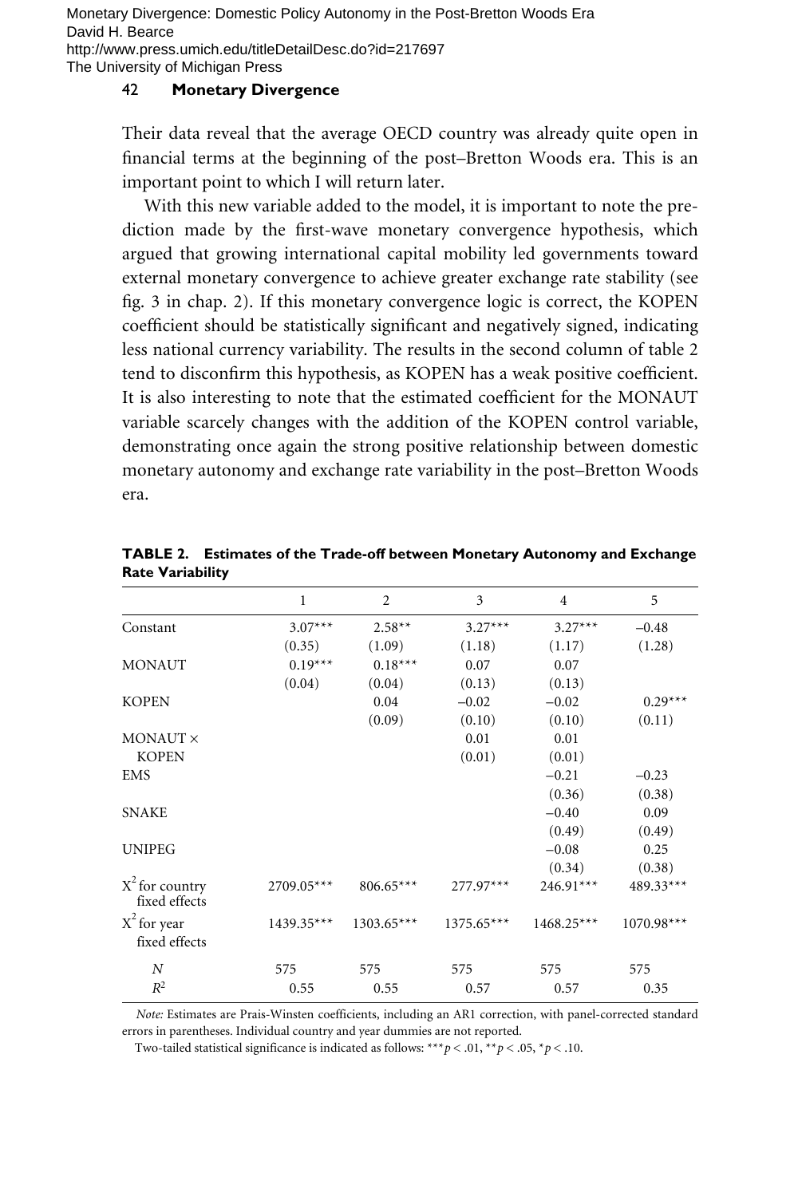Their data reveal that the average OECD country was already quite open in financial terms at the beginning of the post–Bretton Woods era. This is an important point to which I will return later.

With this new variable added to the model, it is important to note the prediction made by the first-wave monetary convergence hypothesis, which argued that growing international capital mobility led governments toward external monetary convergence to achieve greater exchange rate stability (see fig. 3 in chap. 2). If this monetary convergence logic is correct, the KOPEN coefficient should be statistically significant and negatively signed, indicating less national currency variability. The results in the second column of table 2 tend to disconfirm this hypothesis, as KOPEN has a weak positive coefficient. It is also interesting to note that the estimated coefficient for the MONAUT variable scarcely changes with the addition of the KOPEN control variable, demonstrating once again the strong positive relationship between domestic monetary autonomy and exchange rate variability in the post–Bretton Woods era.

**TABLE 2. Estimates of the Trade-off between Monetary Autonomy and Exchange Rate Variability**

| | 1 | 2 | 3 | 4 | 5 |
|---|---|---|---|---|---|
| Constant | 3.07*** | 2.58** | 3.27*** | 3.27*** | −0.48 |
| | (0.35) | (1.09) | (1.18) | (1.17) | (1.28) |
| MONAUT | 0.19*** | 0.18*** | 0.07 | 0.07 | |
| | (0.04) | (0.04) | (0.13) | (0.13) | |
| KOPEN | | 0.04 | −0.02 | −0.02 | 0.29*** |
| | | (0.09) | (0.10) | (0.10) | (0.11) |
| MONAUT × KOPEN | | | 0.01 | 0.01 | |
| | | | (0.01) | (0.01) | |
| EMS | | | | −0.21 | −0.23 |
| | | | | (0.36) | (0.38) |
| SNAKE | | | | −0.40 | 0.09 |
| | | | | (0.49) | (0.49) |
| UNIPEG | | | | −0.08 | 0.25 |
| | | | | (0.34) | (0.38) |
| $X^2$ for country fixed effects | 2709.05*** | 806.65*** | 277.97*** | 246.91*** | 489.33*** |
| $X^2$ for year fixed effects | 1439.35*** | 1303.65*** | 1375.65*** | 1468.25*** | 1070.98*** |
| $N$ | 575 | 575 | 575 | 575 | 575 |
| $R^2$ | 0.55 | 0.55 | 0.57 | 0.57 | 0.35 |

*Note:* Estimates are Prais-Winsten coefficients, including an AR1 correction, with panel-corrected standard errors in parentheses. Individual country and year dummies are not reported.

Two-tailed statistical significance is indicated as follows: ***$p < .01$, **$p < .05$, *$p < .10$.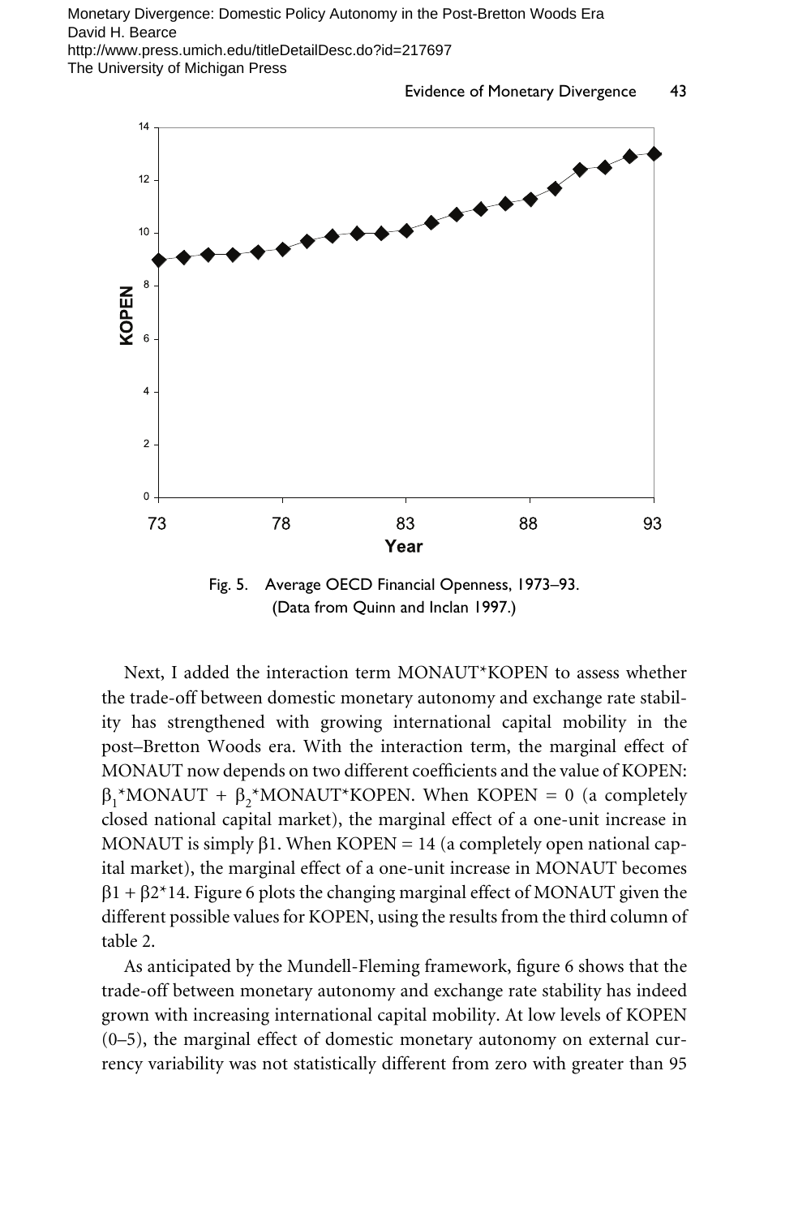Fig. 5. Average OECD Financial Openness, 1973–93. (Data from Quinn and Inclan 1997.)

Next, I added the interaction term MONAUT*KOPEN to assess whether the trade-off between domestic monetary autonomy and exchange rate stability has strengthened with growing international capital mobility in the post–Bretton Woods era. With the interaction term, the marginal effect of MONAUT now depends on two different coefficients and the value of KOPEN: $\beta_1$*MONAUT + $\beta_2$*MONAUT*KOPEN. When KOPEN = 0 (a completely closed national capital market), the marginal effect of a one-unit increase in MONAUT is simply $\beta 1$. When KOPEN = 14 (a completely open national capital market), the marginal effect of a one-unit increase in MONAUT becomes $\beta 1 + \beta 2 * 14$. Figure 6 plots the changing marginal effect of MONAUT given the different possible values for KOPEN, using the results from the third column of table 2.

As anticipated by the Mundell-Fleming framework, figure 6 shows that the trade-off between monetary autonomy and exchange rate stability has indeed grown with increasing international capital mobility. At low levels of KOPEN (0–5), the marginal effect of domestic monetary autonomy on external currency variability was not statistically different from zero with greater than 95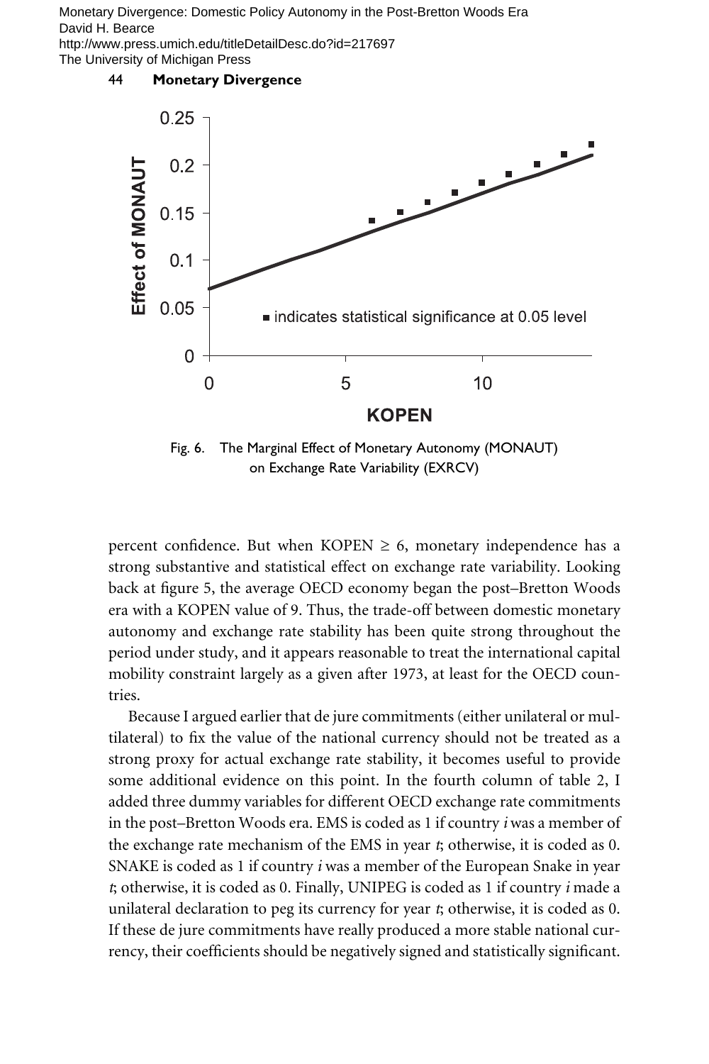Fig. 6. The Marginal Effect of Monetary Autonomy (MONAUT) on Exchange Rate Variability (EXRCV)

percent confidence. But when KOPEN $\geq$ 6, monetary independence has a strong substantive and statistical effect on exchange rate variability. Looking back at figure 5, the average OECD economy began the post–Bretton Woods era with a KOPEN value of 9. Thus, the trade-off between domestic monetary autonomy and exchange rate stability has been quite strong throughout the period under study, and it appears reasonable to treat the international capital mobility constraint largely as a given after 1973, at least for the OECD countries.

Because I argued earlier that de jure commitments (either unilateral or multilateral) to fix the value of the national currency should not be treated as a strong proxy for actual exchange rate stability, it becomes useful to provide some additional evidence on this point. In the fourth column of table 2, I added three dummy variables for different OECD exchange rate commitments in the post–Bretton Woods era. EMS is coded as 1 if country *i* was a member of the exchange rate mechanism of the EMS in year *t*; otherwise, it is coded as 0. SNAKE is coded as 1 if country *i* was a member of the European Snake in year *t*; otherwise, it is coded as 0. Finally, UNIPEG is coded as 1 if country *i* made a unilateral declaration to peg its currency for year *t*; otherwise, it is coded as 0. If these de jure commitments have really produced a more stable national currency, their coefficients should be negatively signed and statistically significant.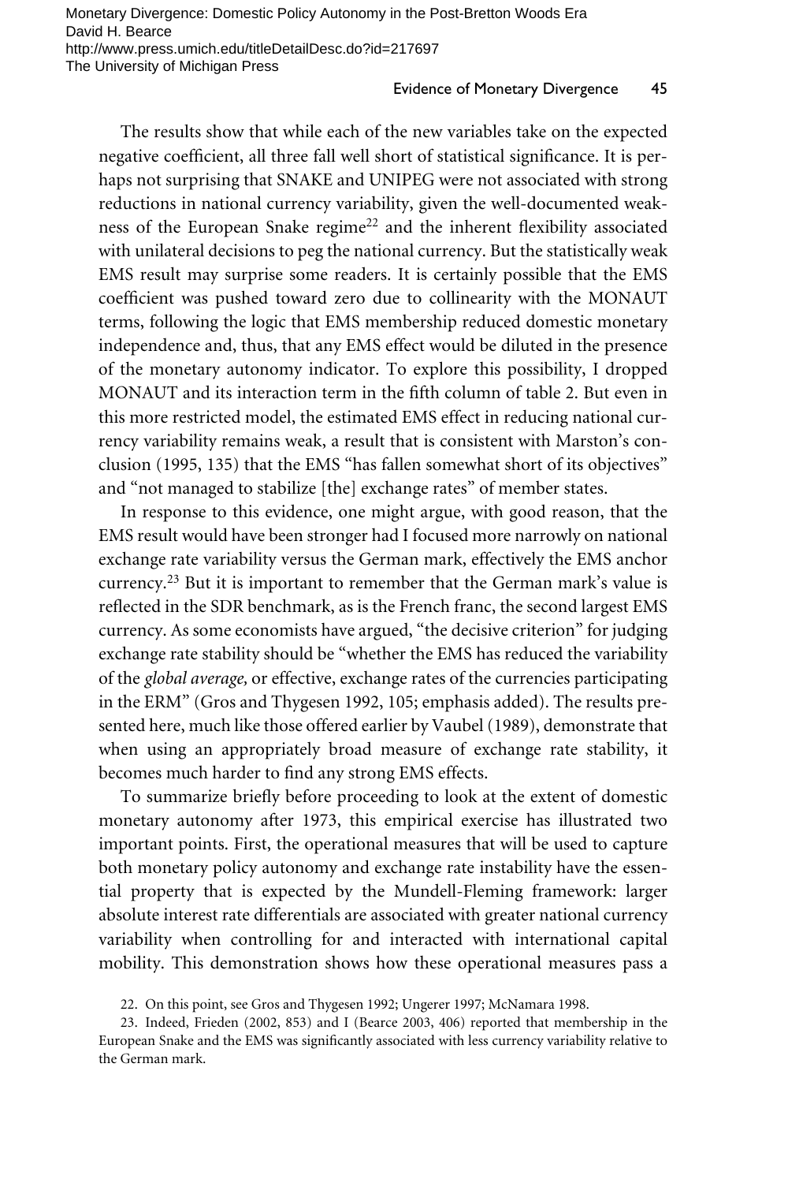The results show that while each of the new variables take on the expected negative coefficient, all three fall well short of statistical significance. It is perhaps not surprising that SNAKE and UNIPEG were not associated with strong reductions in national currency variability, given the well-documented weakness of the European Snake regime[22] and the inherent flexibility associated with unilateral decisions to peg the national currency. But the statistically weak EMS result may surprise some readers. It is certainly possible that the EMS coefficient was pushed toward zero due to collinearity with the MONAUT terms, following the logic that EMS membership reduced domestic monetary independence and, thus, that any EMS effect would be diluted in the presence of the monetary autonomy indicator. To explore this possibility, I dropped MONAUT and its interaction term in the fifth column of table 2. But even in this more restricted model, the estimated EMS effect in reducing national currency variability remains weak, a result that is consistent with Marston's conclusion (1995, 135) that the EMS "has fallen somewhat short of its objectives" and "not managed to stabilize [the] exchange rates" of member states.

In response to this evidence, one might argue, with good reason, that the EMS result would have been stronger had I focused more narrowly on national exchange rate variability versus the German mark, effectively the EMS anchor currency.[23] But it is important to remember that the German mark's value is reflected in the SDR benchmark, as is the French franc, the second largest EMS currency. As some economists have argued, "the decisive criterion" for judging exchange rate stability should be "whether the EMS has reduced the variability of the *global average,* or effective, exchange rates of the currencies participating in the ERM" (Gros and Thygesen 1992, 105; emphasis added). The results presented here, much like those offered earlier by Vaubel (1989), demonstrate that when using an appropriately broad measure of exchange rate stability, it becomes much harder to find any strong EMS effects.

To summarize briefly before proceeding to look at the extent of domestic monetary autonomy after 1973, this empirical exercise has illustrated two important points. First, the operational measures that will be used to capture both monetary policy autonomy and exchange rate instability have the essential property that is expected by the Mundell-Fleming framework: larger absolute interest rate differentials are associated with greater national currency variability when controlling for and interacted with international capital mobility. This demonstration shows how these operational measures pass a

22. On this point, see Gros and Thygesen 1992; Ungerer 1997; McNamara 1998.

23. Indeed, Frieden (2002, 853) and I (Bearce 2003, 406) reported that membership in the European Snake and the EMS was significantly associated with less currency variability relative to the German mark.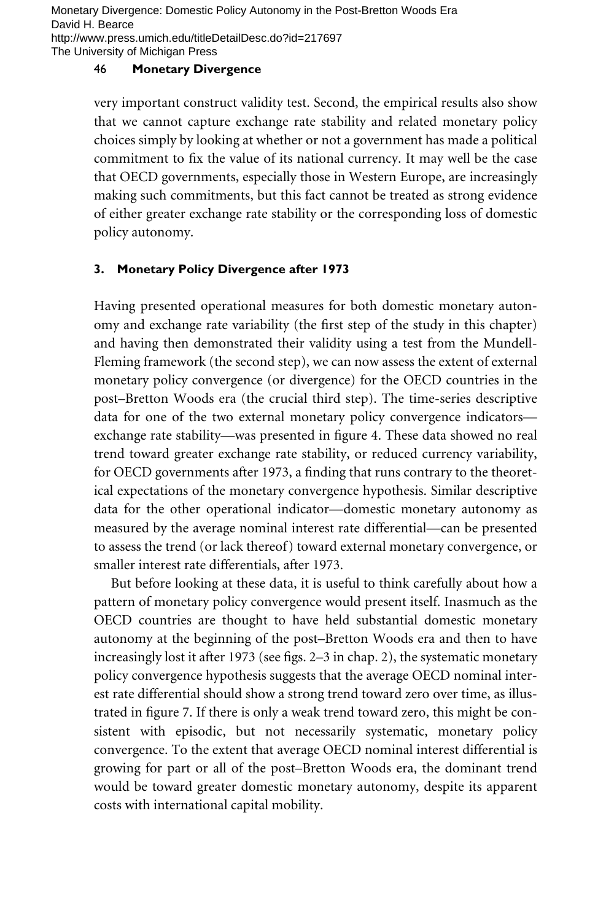very important construct validity test. Second, the empirical results also show that we cannot capture exchange rate stability and related monetary policy choices simply by looking at whether or not a government has made a political commitment to fix the value of its national currency. It may well be the case that OECD governments, especially those in Western Europe, are increasingly making such commitments, but this fact cannot be treated as strong evidence of either greater exchange rate stability or the corresponding loss of domestic policy autonomy.

### 3. Monetary Policy Divergence after 1973

Having presented operational measures for both domestic monetary autonomy and exchange rate variability (the first step of the study in this chapter) and having then demonstrated their validity using a test from the Mundell-Fleming framework (the second step), we can now assess the extent of external monetary policy convergence (or divergence) for the OECD countries in the post–Bretton Woods era (the crucial third step). The time-series descriptive data for one of the two external monetary policy convergence indicators—exchange rate stability—was presented in figure 4. These data showed no real trend toward greater exchange rate stability, or reduced currency variability, for OECD governments after 1973, a finding that runs contrary to the theoretical expectations of the monetary convergence hypothesis. Similar descriptive data for the other operational indicator—domestic monetary autonomy as measured by the average nominal interest rate differential—can be presented to assess the trend (or lack thereof) toward external monetary convergence, or smaller interest rate differentials, after 1973.

But before looking at these data, it is useful to think carefully about how a pattern of monetary policy convergence would present itself. Inasmuch as the OECD countries are thought to have held substantial domestic monetary autonomy at the beginning of the post–Bretton Woods era and then to have increasingly lost it after 1973 (see figs. 2–3 in chap. 2), the systematic monetary policy convergence hypothesis suggests that the average OECD nominal interest rate differential should show a strong trend toward zero over time, as illustrated in figure 7. If there is only a weak trend toward zero, this might be consistent with episodic, but not necessarily systematic, monetary policy convergence. To the extent that average OECD nominal interest differential is growing for part or all of the post–Bretton Woods era, the dominant trend would be toward greater domestic monetary autonomy, despite its apparent costs with international capital mobility.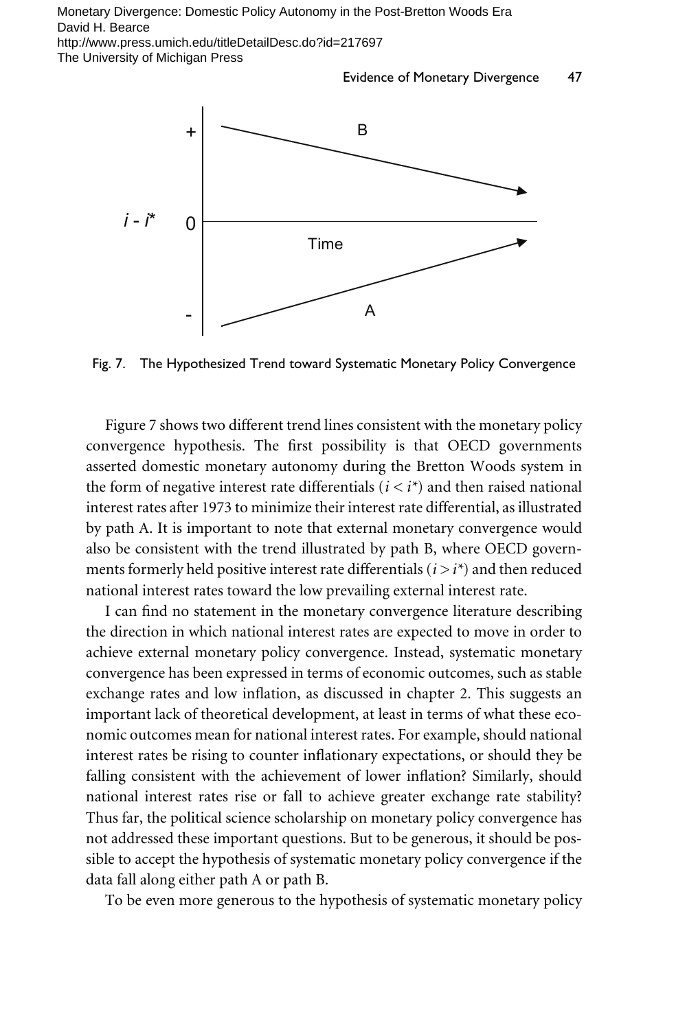+

B

$i - i^*$ 0

Time

A

-

Fig. 7. The Hypothesized Trend toward Systematic Monetary Policy Convergence

Figure 7 shows two different trend lines consistent with the monetary policy convergence hypothesis. The first possibility is that OECD governments asserted domestic monetary autonomy during the Bretton Woods system in the form of negative interest rate differentials ($i < i^*$) and then raised national interest rates after 1973 to minimize their interest rate differential, as illustrated by path A. It is important to note that external monetary convergence would also be consistent with the trend illustrated by path B, where OECD governments formerly held positive interest rate differentials ($i > i^*$) and then reduced national interest rates toward the low prevailing external interest rate.

I can find no statement in the monetary convergence literature describing the direction in which national interest rates are expected to move in order to achieve external monetary policy convergence. Instead, systematic monetary convergence has been expressed in terms of economic outcomes, such as stable exchange rates and low inflation, as discussed in chapter 2. This suggests an important lack of theoretical development, at least in terms of what these economic outcomes mean for national interest rates. For example, should national interest rates be rising to counter inflationary expectations, or should they be falling consistent with the achievement of lower inflation? Similarly, should national interest rates rise or fall to achieve greater exchange rate stability? Thus far, the political science scholarship on monetary policy convergence has not addressed these important questions. But to be generous, it should be possible to accept the hypothesis of systematic monetary policy convergence if the data fall along either path A or path B.

To be even more generous to the hypothesis of systematic monetary policy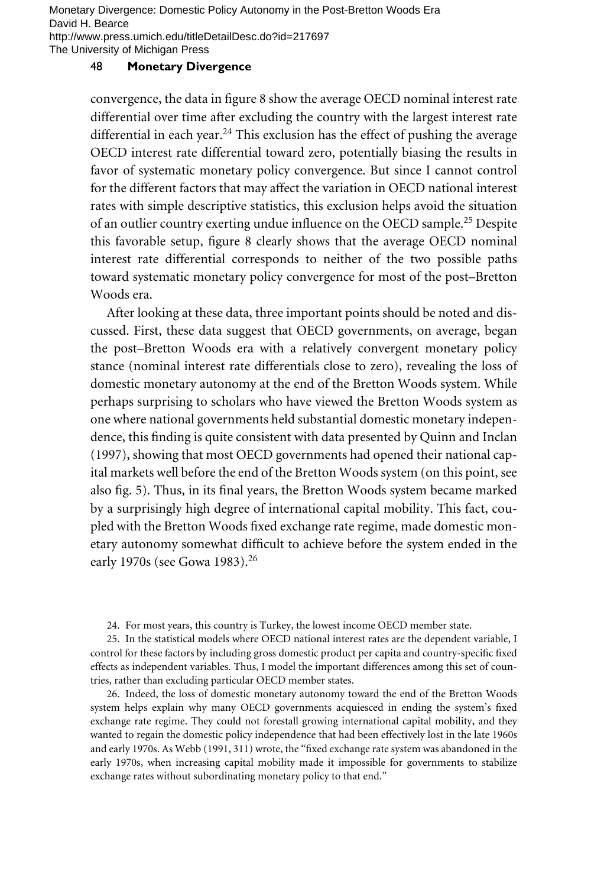convergence, the data in figure 8 show the average OECD nominal interest rate differential over time after excluding the country with the largest interest rate differential in each year.[24] This exclusion has the effect of pushing the average OECD interest rate differential toward zero, potentially biasing the results in favor of systematic monetary policy convergence. But since I cannot control for the different factors that may affect the variation in OECD national interest rates with simple descriptive statistics, this exclusion helps avoid the situation of an outlier country exerting undue influence on the OECD sample.[25] Despite this favorable setup, figure 8 clearly shows that the average OECD nominal interest rate differential corresponds to neither of the two possible paths toward systematic monetary policy convergence for most of the post–Bretton Woods era.

After looking at these data, three important points should be noted and discussed. First, these data suggest that OECD governments, on average, began the post–Bretton Woods era with a relatively convergent monetary policy stance (nominal interest rate differentials close to zero), revealing the loss of domestic monetary autonomy at the end of the Bretton Woods system. While perhaps surprising to scholars who have viewed the Bretton Woods system as one where national governments held substantial domestic monetary independence, this finding is quite consistent with data presented by Quinn and Inclan (1997), showing that most OECD governments had opened their national capital markets well before the end of the Bretton Woods system (on this point, see also fig. 5). Thus, in its final years, the Bretton Woods system became marked by a surprisingly high degree of international capital mobility. This fact, coupled with the Bretton Woods fixed exchange rate regime, made domestic monetary autonomy somewhat difficult to achieve before the system ended in the early 1970s (see Gowa 1983).[26]

24. For most years, this country is Turkey, the lowest income OECD member state.

25. In the statistical models where OECD national interest rates are the dependent variable, I control for these factors by including gross domestic product per capita and country-specific fixed effects as independent variables. Thus, I model the important differences among this set of countries, rather than excluding particular OECD member states.

26. Indeed, the loss of domestic monetary autonomy toward the end of the Bretton Woods system helps explain why many OECD governments acquiesced in ending the system's fixed exchange rate regime. They could not forestall growing international capital mobility, and they wanted to regain the domestic policy independence that had been effectively lost in the late 1960s and early 1970s. As Webb (1991, 311) wrote, the "fixed exchange rate system was abandoned in the early 1970s, when increasing capital mobility made it impossible for governments to stabilize exchange rates without subordinating monetary policy to that end."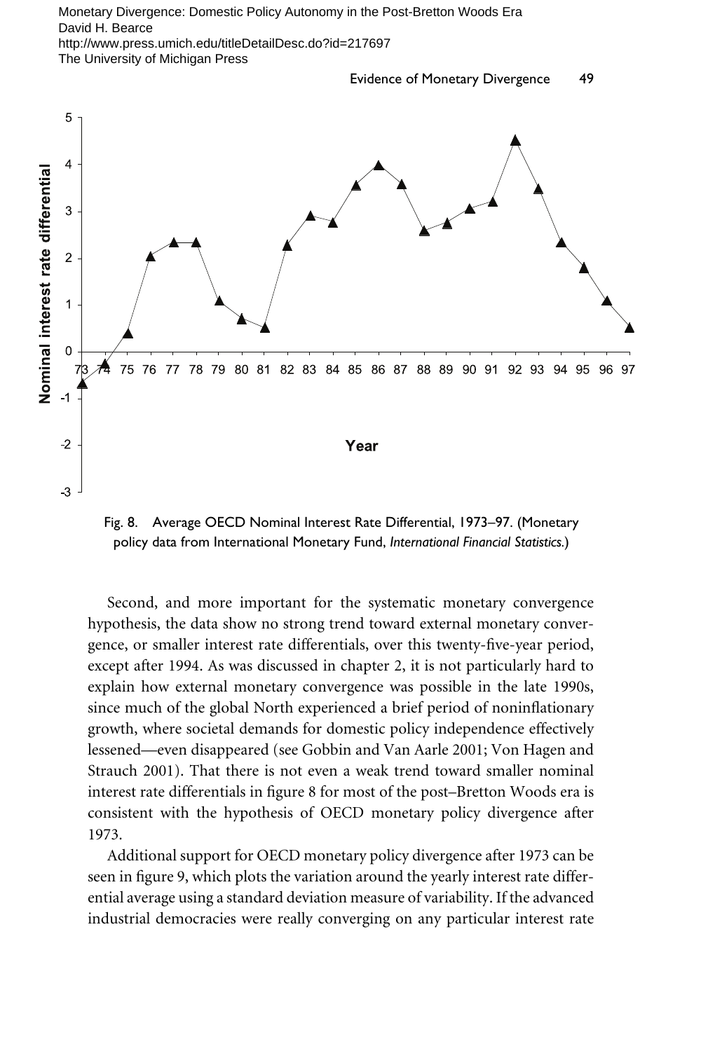Fig. 8. Average OECD Nominal Interest Rate Differential, 1973–97. (Monetary policy data from International Monetary Fund, *International Financial Statistics*.)

Second, and more important for the systematic monetary convergence hypothesis, the data show no strong trend toward external monetary convergence, or smaller interest rate differentials, over this twenty-five-year period, except after 1994. As was discussed in chapter 2, it is not particularly hard to explain how external monetary convergence was possible in the late 1990s, since much of the global North experienced a brief period of noninflationary growth, where societal demands for domestic policy independence effectively lessened—even disappeared (see Gobbin and Van Aarle 2001; Von Hagen and Strauch 2001). That there is not even a weak trend toward smaller nominal interest rate differentials in figure 8 for most of the post–Bretton Woods era is consistent with the hypothesis of OECD monetary policy divergence after 1973.

Additional support for OECD monetary policy divergence after 1973 can be seen in figure 9, which plots the variation around the yearly interest rate differential average using a standard deviation measure of variability. If the advanced industrial democracies were really converging on any particular interest rate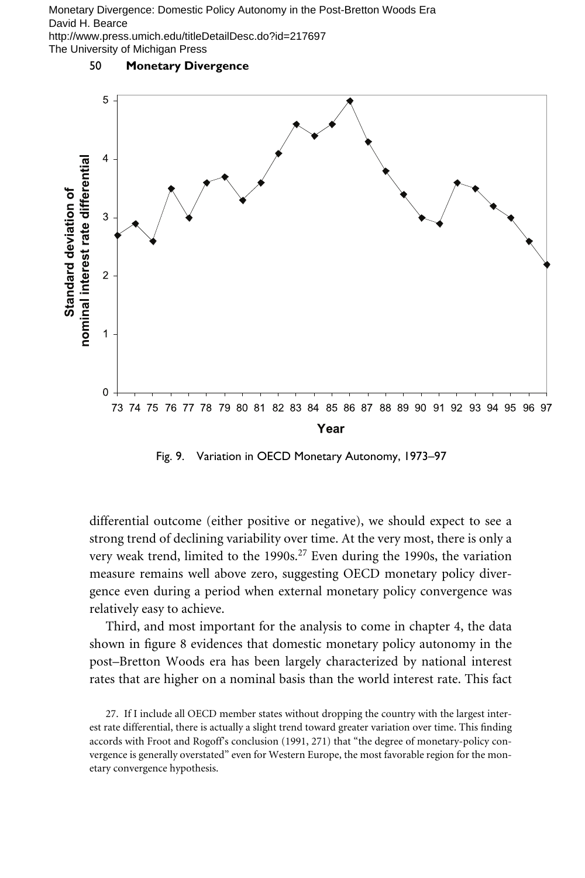Fig. 9. Variation in OECD Monetary Autonomy, 1973–97

differential outcome (either positive or negative), we should expect to see a strong trend of declining variability over time. At the very most, there is only a very weak trend, limited to the 1990s.[27] Even during the 1990s, the variation measure remains well above zero, suggesting OECD monetary policy divergence even during a period when external monetary policy convergence was relatively easy to achieve.

Third, and most important for the analysis to come in chapter 4, the data shown in figure 8 evidences that domestic monetary policy autonomy in the post–Bretton Woods era has been largely characterized by national interest rates that are higher on a nominal basis than the world interest rate. This fact

27. If I include all OECD member states without dropping the country with the largest interest rate differential, there is actually a slight trend toward greater variation over time. This finding accords with Froot and Rogoff's conclusion (1991, 271) that "the degree of monetary-policy convergence is generally overstated" even for Western Europe, the most favorable region for the monetary convergence hypothesis.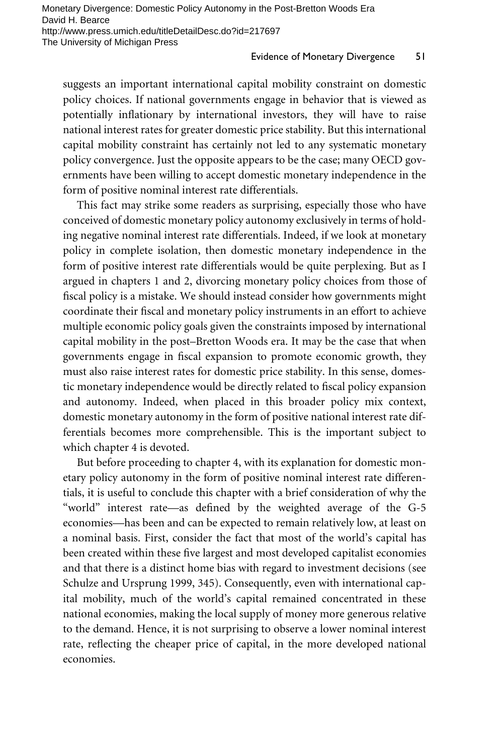suggests an important international capital mobility constraint on domestic policy choices. If national governments engage in behavior that is viewed as potentially inflationary by international investors, they will have to raise national interest rates for greater domestic price stability. But this international capital mobility constraint has certainly not led to any systematic monetary policy convergence. Just the opposite appears to be the case; many OECD governments have been willing to accept domestic monetary independence in the form of positive nominal interest rate differentials.

This fact may strike some readers as surprising, especially those who have conceived of domestic monetary policy autonomy exclusively in terms of holding negative nominal interest rate differentials. Indeed, if we look at monetary policy in complete isolation, then domestic monetary independence in the form of positive interest rate differentials would be quite perplexing. But as I argued in chapters 1 and 2, divorcing monetary policy choices from those of fiscal policy is a mistake. We should instead consider how governments might coordinate their fiscal and monetary policy instruments in an effort to achieve multiple economic policy goals given the constraints imposed by international capital mobility in the post–Bretton Woods era. It may be the case that when governments engage in fiscal expansion to promote economic growth, they must also raise interest rates for domestic price stability. In this sense, domestic monetary independence would be directly related to fiscal policy expansion and autonomy. Indeed, when placed in this broader policy mix context, domestic monetary autonomy in the form of positive national interest rate differentials becomes more comprehensible. This is the important subject to which chapter 4 is devoted.

But before proceeding to chapter 4, with its explanation for domestic monetary policy autonomy in the form of positive nominal interest rate differentials, it is useful to conclude this chapter with a brief consideration of why the "world" interest rate—as defined by the weighted average of the G-5 economies—has been and can be expected to remain relatively low, at least on a nominal basis. First, consider the fact that most of the world's capital has been created within these five largest and most developed capitalist economies and that there is a distinct home bias with regard to investment decisions (see Schulze and Ursprung 1999, 345). Consequently, even with international capital mobility, much of the world's capital remained concentrated in these national economies, making the local supply of money more generous relative to the demand. Hence, it is not surprising to observe a lower nominal interest rate, reflecting the cheaper price of capital, in the more developed national economies.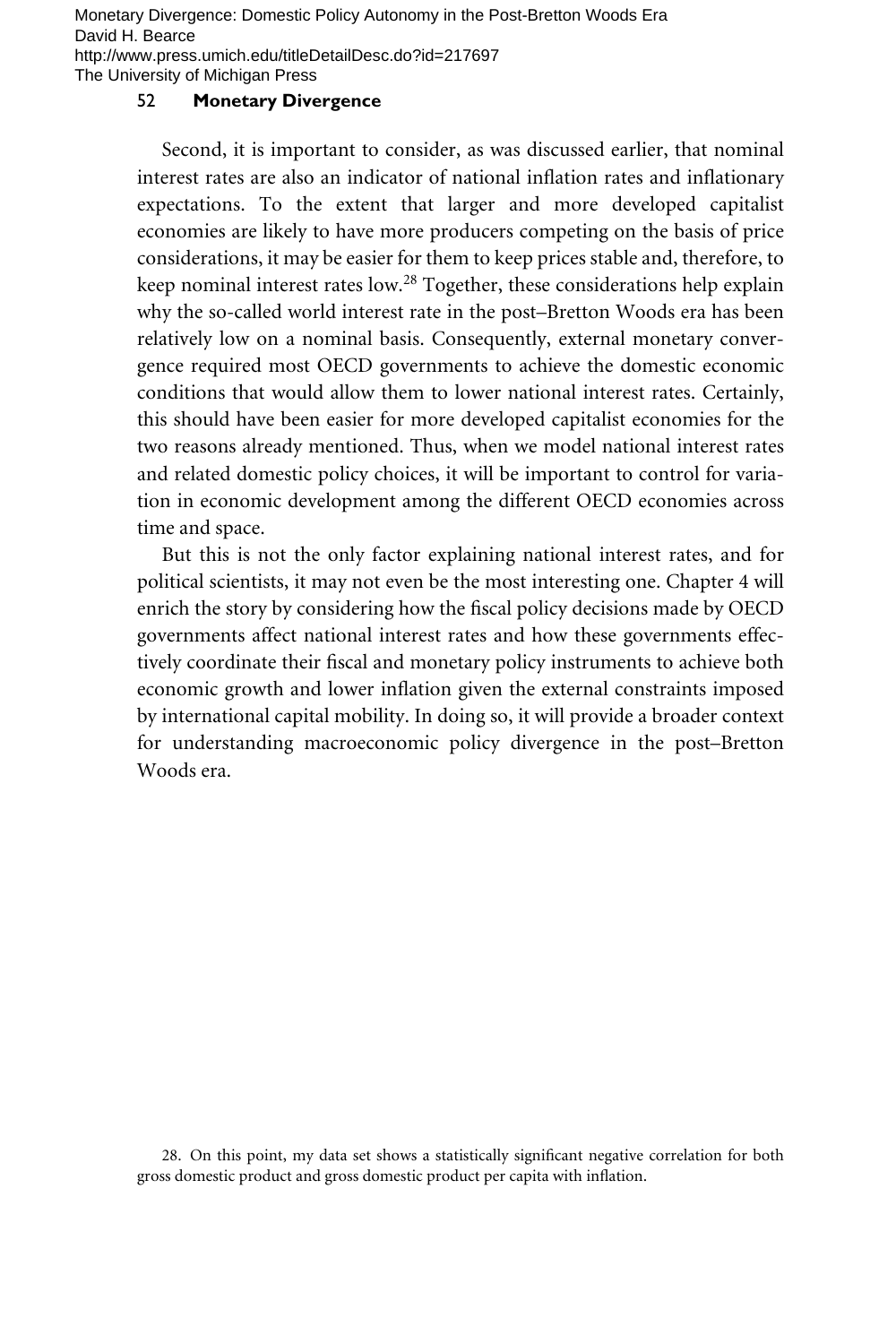Second, it is important to consider, as was discussed earlier, that nominal interest rates are also an indicator of national inflation rates and inflationary expectations. To the extent that larger and more developed capitalist economies are likely to have more producers competing on the basis of price considerations, it may be easier for them to keep prices stable and, therefore, to keep nominal interest rates low.[28] Together, these considerations help explain why the so-called world interest rate in the post–Bretton Woods era has been relatively low on a nominal basis. Consequently, external monetary convergence required most OECD governments to achieve the domestic economic conditions that would allow them to lower national interest rates. Certainly, this should have been easier for more developed capitalist economies for the two reasons already mentioned. Thus, when we model national interest rates and related domestic policy choices, it will be important to control for variation in economic development among the different OECD economies across time and space.

But this is not the only factor explaining national interest rates, and for political scientists, it may not even be the most interesting one. Chapter 4 will enrich the story by considering how the fiscal policy decisions made by OECD governments affect national interest rates and how these governments effectively coordinate their fiscal and monetary policy instruments to achieve both economic growth and lower inflation given the external constraints imposed by international capital mobility. In doing so, it will provide a broader context for understanding macroeconomic policy divergence in the post–Bretton Woods era.

28. On this point, my data set shows a statistically significant negative correlation for both gross domestic product and gross domestic product per capita with inflation.